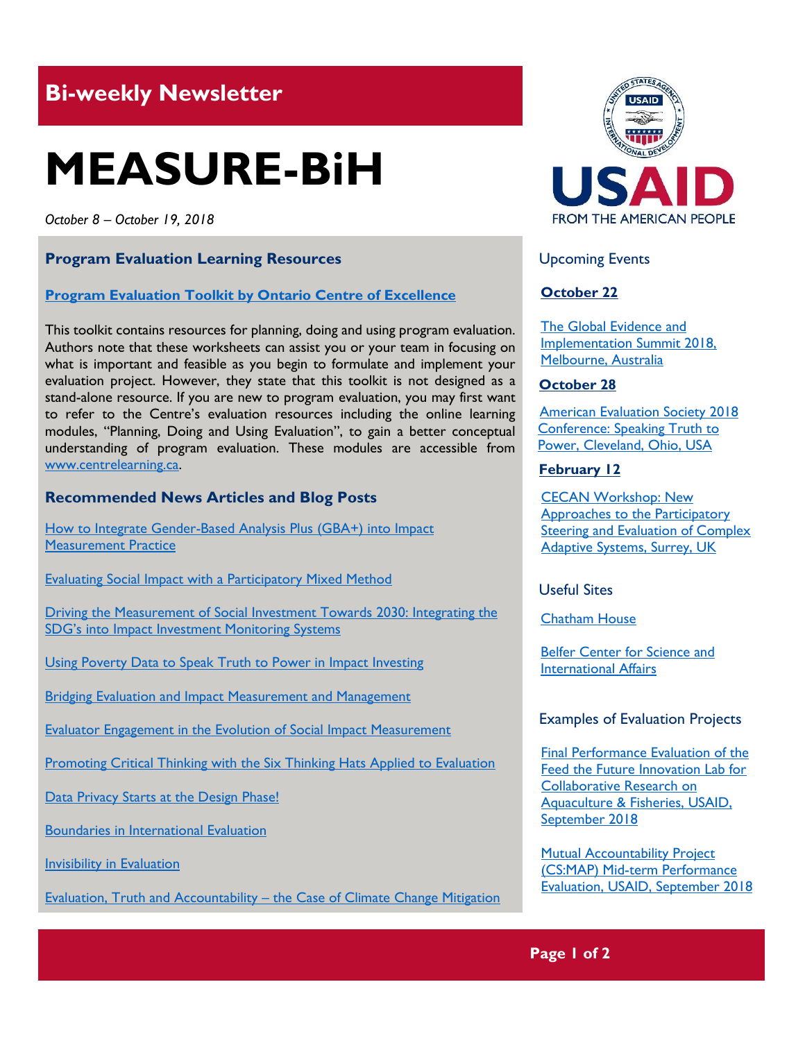## Bi-weekly Newsletter

# MEASURE-BiH

*October 8 – October 19, 2018*

### Program Evaluation Learning Resources

**Program Evaluation Toolkit by Ontario Centre of Excellence**

This toolkit contains resources for planning, doing and using program evaluation. Authors note that these worksheets can assist you or your team in focusing on what is important and feasible as you begin to formulate and implement your evaluation project. However, they state that this toolkit is not designed as a stand-alone resource. If you are new to program evaluation, you may first want to refer to the Centre's evaluation resources including the online learning modules, "Planning, Doing and Using Evaluation", to gain a better conceptual understanding of program evaluation. These modules are accessible from www.centrelearning.ca.

### Recommended News Articles and Blog Posts

How to Integrate Gender-Based Analysis Plus (GBA+) into Impact Measurement Practice

Evaluating Social Impact with a Participatory Mixed Method

Driving the Measurement of Social Investment Towards 2030: Integrating the SDG's into Impact Investment Monitoring Systems

Using Poverty Data to Speak Truth to Power in Impact Investing

Bridging Evaluation and Impact Measurement and Management

Evaluator Engagement in the Evolution of Social Impact Measurement

Promoting Critical Thinking with the Six Thinking Hats Applied to Evaluation

Data Privacy Starts at the Design Phase!

Boundaries in International Evaluation

Invisibility in Evaluation

Evaluation, Truth and Accountability – the Case of Climate Change Mitigation

USAID
FROM THE AMERICAN PEOPLE

### Upcoming Events

**October 22**

The Global Evidence and Implementation Summit 2018, Melbourne, Australia

**October 28**

American Evaluation Society 2018 Conference: Speaking Truth to Power, Cleveland, Ohio, USA

**February 12**

CECAN Workshop: New Approaches to the Participatory Steering and Evaluation of Complex Adaptive Systems, Surrey, UK

### Useful Sites

Chatham House

Belfer Center for Science and International Affairs

### Examples of Evaluation Projects

Final Performance Evaluation of the Feed the Future Innovation Lab for Collaborative Research on Aquaculture & Fisheries, USAID, September 2018

Mutual Accountability Project (CS:MAP) Mid-term Performance Evaluation, USAID, September 2018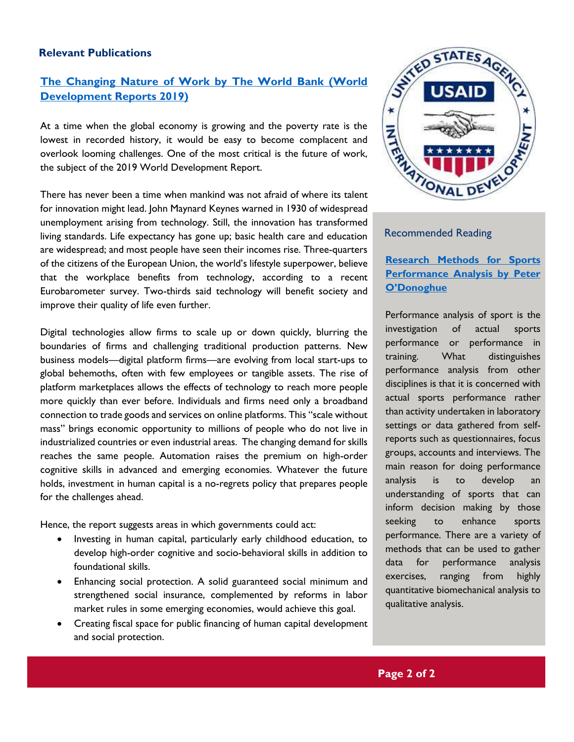## Relevant Publications

### [The Changing Nature of Work by The World Bank (World Development Reports 2019)]

At a time when the global economy is growing and the poverty rate is the lowest in recorded history, it would be easy to become complacent and overlook looming challenges. One of the most critical is the future of work, the subject of the 2019 World Development Report.

There has never been a time when mankind was not afraid of where its talent for innovation might lead. John Maynard Keynes warned in 1930 of widespread unemployment arising from technology. Still, the innovation has transformed living standards. Life expectancy has gone up; basic health care and education are widespread; and most people have seen their incomes rise. Three-quarters of the citizens of the European Union, the world's lifestyle superpower, believe that the workplace benefits from technology, according to a recent Eurobarometer survey. Two-thirds said technology will benefit society and improve their quality of life even further.

Digital technologies allow firms to scale up or down quickly, blurring the boundaries of firms and challenging traditional production patterns. New business models—digital platform firms—are evolving from local start-ups to global behemoths, often with few employees or tangible assets. The rise of platform marketplaces allows the effects of technology to reach more people more quickly than ever before. Individuals and firms need only a broadband connection to trade goods and services on online platforms. This "scale without mass" brings economic opportunity to millions of people who do not live in industrialized countries or even industrial areas. The changing demand for skills reaches the same people. Automation raises the premium on high-order cognitive skills in advanced and emerging economies. Whatever the future holds, investment in human capital is a no-regrets policy that prepares people for the challenges ahead.

Hence, the report suggests areas in which governments could act:

- Investing in human capital, particularly early childhood education, to develop high-order cognitive and socio-behavioral skills in addition to foundational skills.
- Enhancing social protection. A solid guaranteed social minimum and strengthened social insurance, complemented by reforms in labor market rules in some emerging economies, would achieve this goal.
- Creating fiscal space for public financing of human capital development and social protection.

### Recommended Reading

**[Research Methods for Sports Performance Analysis by Peter O'Donoghue]**

Performance analysis of sport is the investigation of actual sports performance or performance in training. What distinguishes performance analysis from other disciplines is that it is concerned with actual sports performance rather than activity undertaken in laboratory settings or data gathered from self-reports such as questionnaires, focus groups, accounts and interviews. The main reason for doing performance analysis is to develop an understanding of sports that can inform decision making by those seeking to enhance sports performance. There are a variety of methods that can be used to gather data for performance analysis exercises, ranging from highly quantitative biomechanical analysis to qualitative analysis.